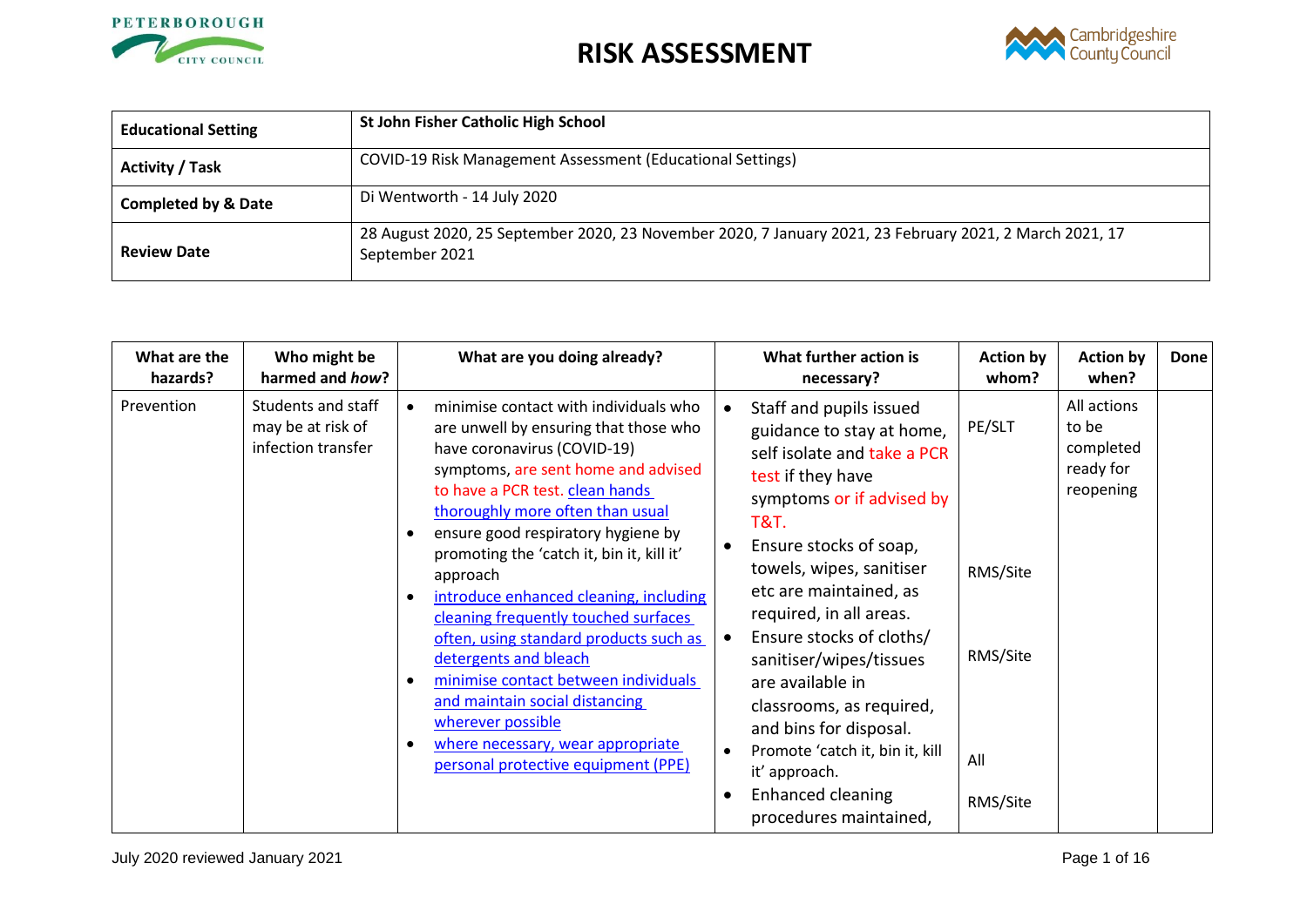# RISK ASSESSMENT

| | |
|---|---|
| **Educational Setting** | **St John Fisher Catholic High School** |
| **Activity / Task** | COVID-19 Risk Management Assessment (Educational Settings) |
| **Completed by & Date** | Di Wentworth - 14 July 2020 |
| **Review Date** | 28 August 2020, 25 September 2020, 23 November 2020, 7 January 2021, 23 February 2021, 2 March 2021, 17 September 2021 |

| What are the hazards? | Who might be harmed and *how*? | What are you doing already? | What further action is necessary? | Action by whom? | Action by when? | Done |
|---|---|---|---|---|---|---|
| Prevention | Students and staff may be at risk of infection transfer | • minimise contact with individuals who are unwell by ensuring that those who have coronavirus (COVID-19) symptoms, are sent home and advised to have a PCR test. clean hands thoroughly more often than usual<br>• ensure good respiratory hygiene by promoting the 'catch it, bin it, kill it' approach<br>• introduce enhanced cleaning, including cleaning frequently touched surfaces often, using standard products such as detergents and bleach<br>• minimise contact between individuals and maintain social distancing wherever possible<br>• where necessary, wear appropriate personal protective equipment (PPE) | • Staff and pupils issued guidance to stay at home, self isolate and take a PCR test if they have symptoms or if advised by T&T.<br>• Ensure stocks of soap, towels, wipes, sanitiser etc are maintained, as required, in all areas.<br>• Ensure stocks of cloths/ sanitiser/wipes/tissues are available in classrooms, as required, and bins for disposal.<br>• Promote 'catch it, bin it, kill it' approach.<br>• Enhanced cleaning procedures maintained, | PE/SLT<br><br>RMS/Site<br><br>RMS/Site<br><br>All<br><br>RMS/Site | All actions to be completed ready for reopening | |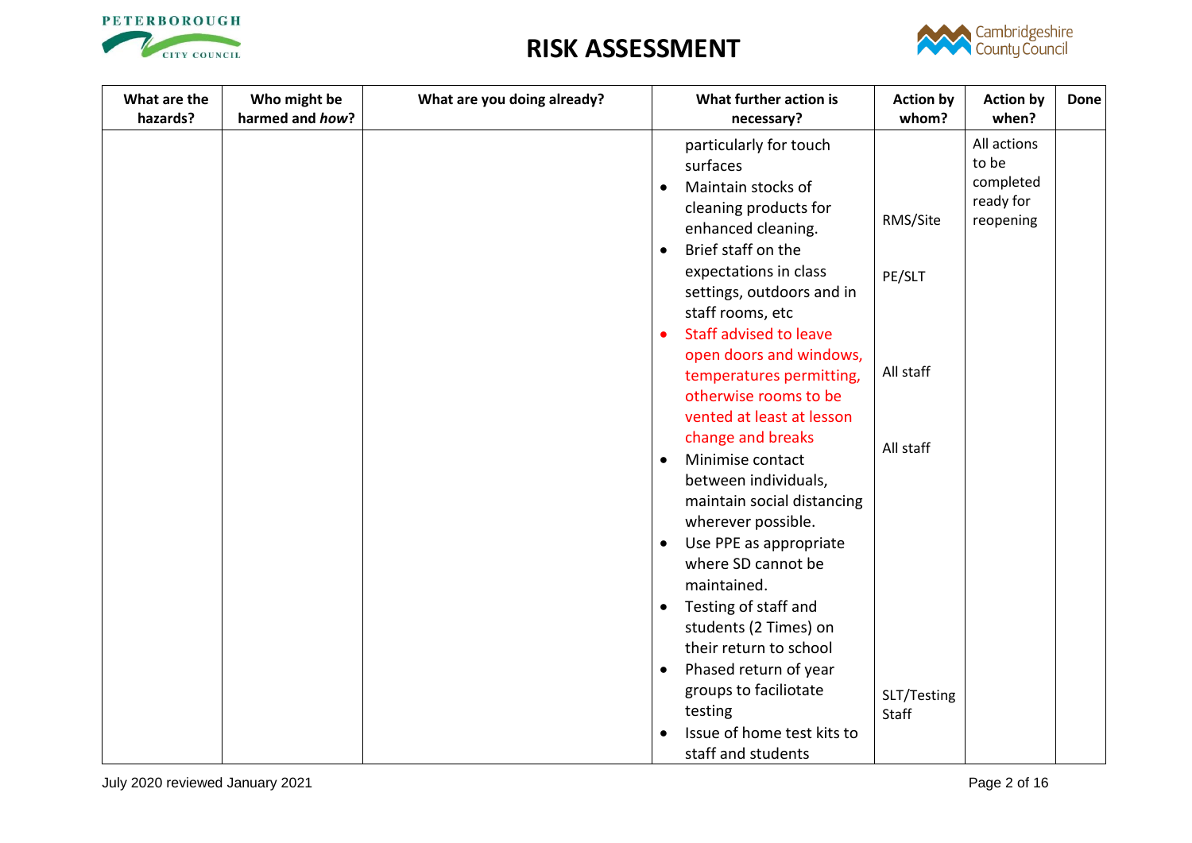# RISK ASSESSMENT

| What are the hazards? | Who might be harmed and *how*? | What are you doing already? | What further action is necessary? | Action by whom? | Action by when? | Done |
|---|---|---|---|---|---|---|
| | | | particularly for touch surfaces<br>• Maintain stocks of cleaning products for enhanced cleaning.<br>• Brief staff on the expectations in class settings, outdoors and in staff rooms, etc<br>• Staff advised to leave open doors and windows, temperatures permitting, otherwise rooms to be vented at least at lesson change and breaks<br>• Minimise contact between individuals, maintain social distancing wherever possible.<br>• Use PPE as appropriate where SD cannot be maintained.<br>• Testing of staff and students (2 Times) on their return to school<br>• Phased return of year groups to faciliotate testing<br>• Issue of home test kits to staff and students | RMS/Site<br>PE/SLT<br>All staff<br>All staff<br>SLT/Testing Staff | All actions to be completed ready for reopening | |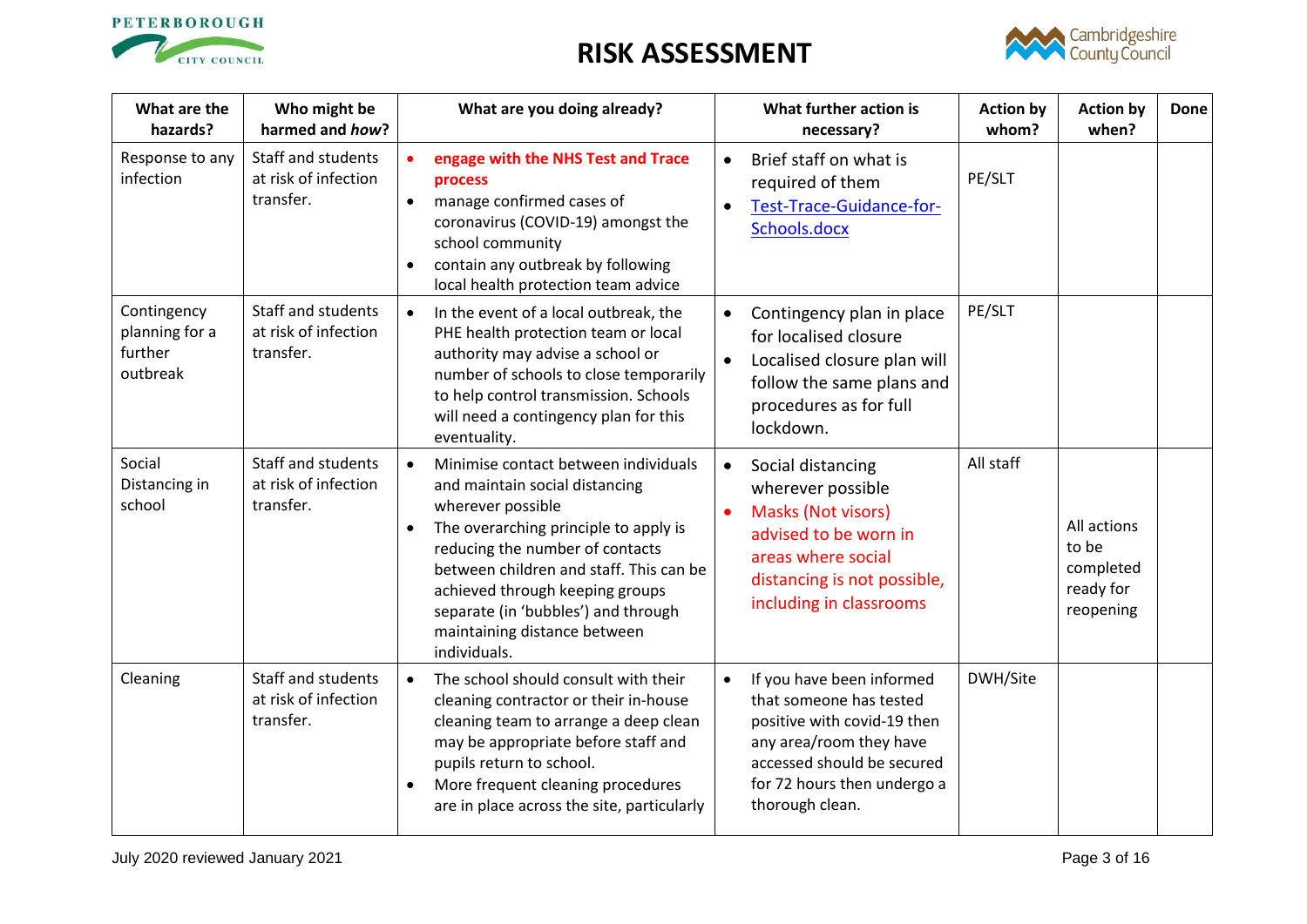# RISK ASSESSMENT

| What are the hazards? | Who might be harmed and *how*? | What are you doing already? | What further action is necessary? | Action by whom? | Action by when? | Done |
|---|---|---|---|---|---|---|
| Response to any infection | Staff and students at risk of infection transfer. | • **engage with the NHS Test and Trace process**<br>• manage confirmed cases of coronavirus (COVID-19) amongst the school community<br>• contain any outbreak by following local health protection team advice | • Brief staff on what is required of them<br>• [Test-Trace-Guidance-for-Schools.docx](Test-Trace-Guidance-for-Schools.docx) | PE/SLT | | |
| Contingency planning for a further outbreak | Staff and students at risk of infection transfer. | • In the event of a local outbreak, the PHE health protection team or local authority may advise a school or number of schools to close temporarily to help control transmission. Schools will need a contingency plan for this eventuality. | • Contingency plan in place for localised closure<br>• Localised closure plan will follow the same plans and procedures as for full lockdown. | PE/SLT | | |
| Social Distancing in school | Staff and students at risk of infection transfer. | • Minimise contact between individuals and maintain social distancing wherever possible<br>• The overarching principle to apply is reducing the number of contacts between children and staff. This can be achieved through keeping groups separate (in 'bubbles') and through maintaining distance between individuals. | • Social distancing wherever possible<br>• Masks (Not visors) advised to be worn in areas where social distancing is not possible, including in classrooms | All staff | All actions to be completed ready for reopening | |
| Cleaning | Staff and students at risk of infection transfer. | • The school should consult with their cleaning contractor or their in-house cleaning team to arrange a deep clean may be appropriate before staff and pupils return to school.<br>• More frequent cleaning procedures are in place across the site, particularly | • If you have been informed that someone has tested positive with covid-19 then any area/room they have accessed should be secured for 72 hours then undergo a thorough clean. | DWH/Site | | |

July 2020 reviewed January 2021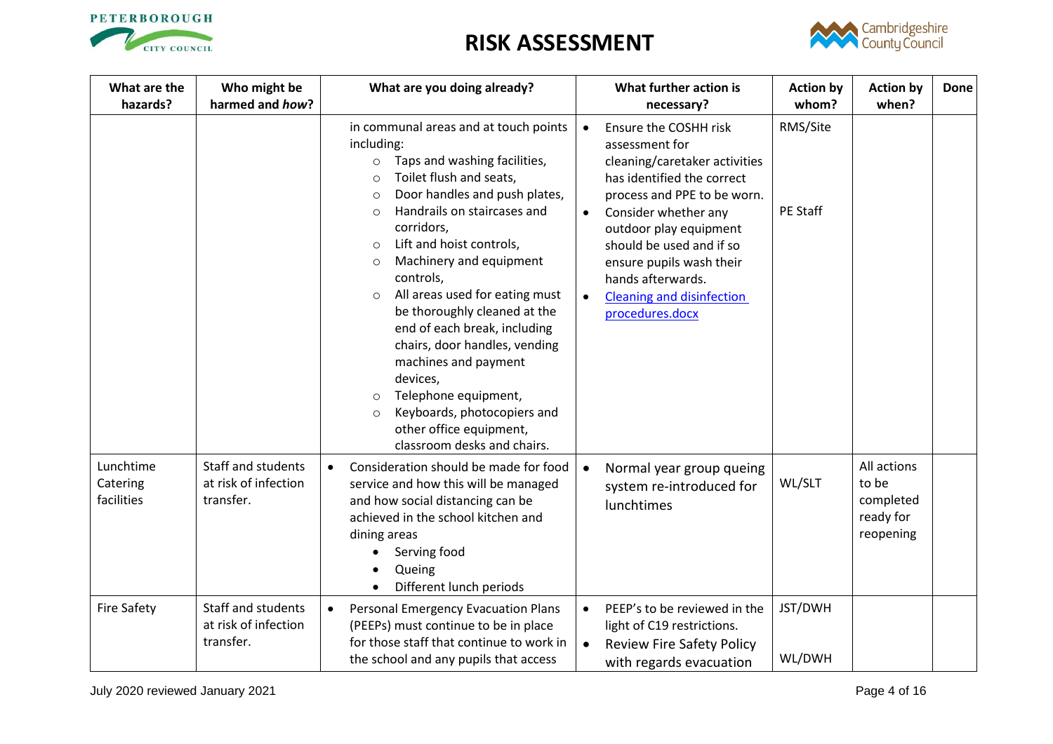# RISK ASSESSMENT

| What are the hazards? | Who might be harmed and *how*? | What are you doing already? | What further action is necessary? | Action by whom? | Action by when? | Done |
|---|---|---|---|---|---|---|
| | | in communal areas and at touch points including:<br>○ Taps and washing facilities,<br>○ Toilet flush and seats,<br>○ Door handles and push plates,<br>○ Handrails on staircases and corridors,<br>○ Lift and hoist controls,<br>○ Machinery and equipment controls,<br>○ All areas used for eating must be thoroughly cleaned at the end of each break, including chairs, door handles, vending machines and payment devices,<br>○ Telephone equipment,<br>○ Keyboards, photocopiers and other office equipment, classroom desks and chairs. | • Ensure the COSHH risk assessment for cleaning/caretaker activities has identified the correct process and PPE to be worn.<br>• Consider whether any outdoor play equipment should be used and if so ensure pupils wash their hands afterwards.<br>• Cleaning and disinfection procedures.docx | RMS/Site<br><br>PE Staff | | |
| Lunchtime Catering facilities | Staff and students at risk of infection transfer. | • Consideration should be made for food service and how this will be managed and how social distancing can be achieved in the school kitchen and dining areas<br>• Serving food<br>• Queing<br>• Different lunch periods | • Normal year group queing system re-introduced for lunchtimes | WL/SLT | All actions to be completed ready for reopening | |
| Fire Safety | Staff and students at risk of infection transfer. | • Personal Emergency Evacuation Plans (PEEPs) must continue to be in place for those staff that continue to work in the school and any pupils that access | • PEEP's to be reviewed in the light of C19 restrictions.<br>• Review Fire Safety Policy with regards evacuation | JST/DWH<br><br>WL/DWH | | |

July 2020 reviewed January 2021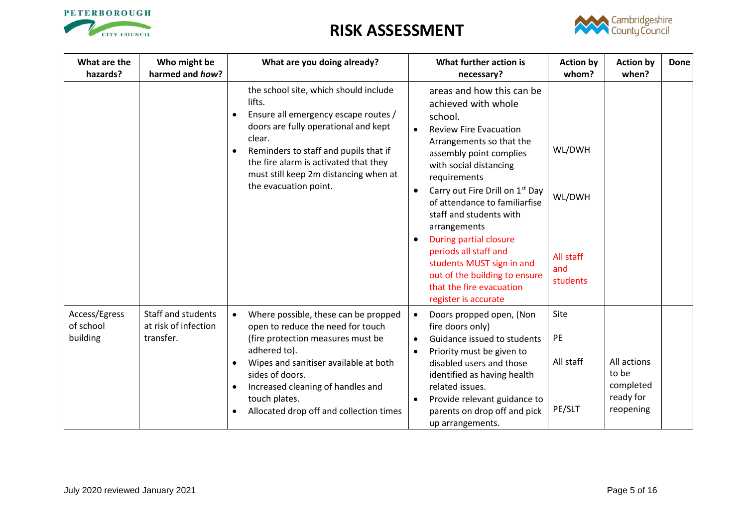# RISK ASSESSMENT

| What are the hazards? | Who might be harmed and *how*? | What are you doing already? | What further action is necessary? | Action by whom? | Action by when? | Done |
|---|---|---|---|---|---|---|
| | | the school site, which should include lifts.<br>• Ensure all emergency escape routes / doors are fully operational and kept clear.<br>• Reminders to staff and pupils that if the fire alarm is activated that they must still keep 2m distancing when at the evacuation point. | areas and how this can be achieved with whole school.<br>• Review Fire Evacuation Arrangements so that the assembly point complies with social distancing requirements<br>• Carry out Fire Drill on 1st Day of attendance to familiarfise staff and students with arrangements<br>• During partial closure periods all staff and students MUST sign in and out of the building to ensure that the fire evacuation register is accurate | WL/DWH<br><br>WL/DWH<br><br>All staff and students | | |
| Access/Egress of school building | Staff and students at risk of infection transfer. | • Where possible, these can be propped open to reduce the need for touch (fire protection measures must be adhered to).<br>• Wipes and sanitiser available at both sides of doors.<br>• Increased cleaning of handles and touch plates.<br>• Allocated drop off and collection times | • Doors propped open, (Non fire doors only)<br>• Guidance issued to students<br>• Priority must be given to disabled users and those identified as having health related issues.<br>• Provide relevant guidance to parents on drop off and pick up arrangements. | Site<br><br>PE<br><br>All staff<br><br>PE/SLT | All actions to be completed ready for reopening | |

July 2020 reviewed January 2021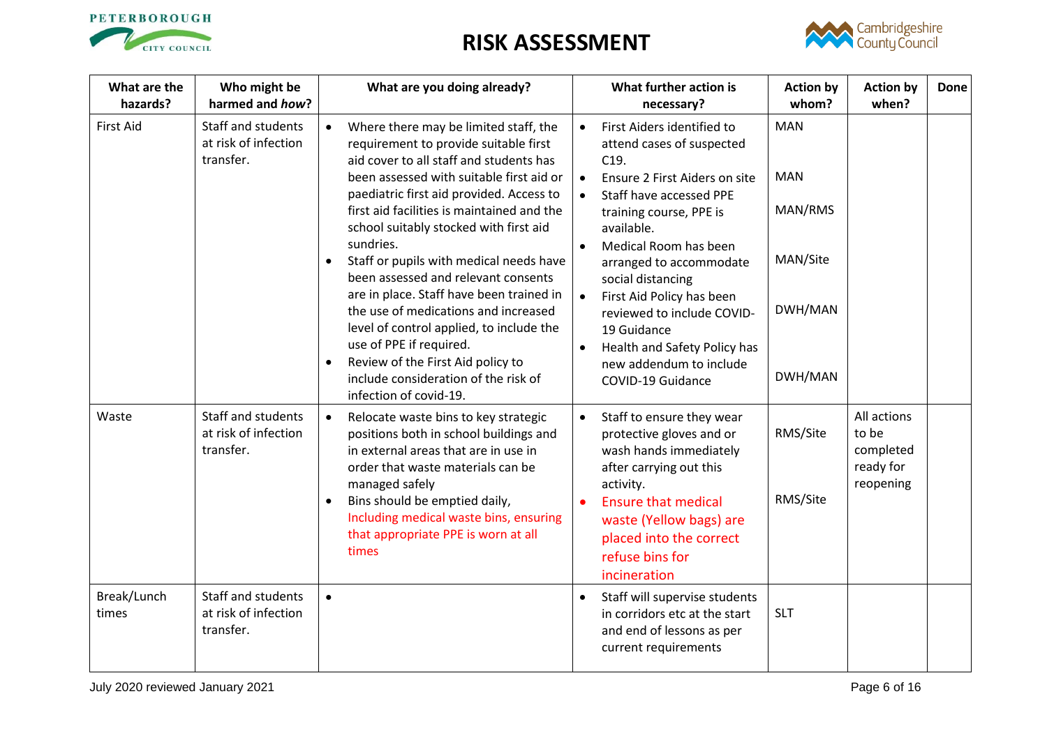# RISK ASSESSMENT

| What are the hazards? | Who might be harmed and *how*? | What are you doing already? | What further action is necessary? | Action by whom? | Action by when? | Done |
|---|---|---|---|---|---|---|
| First Aid | Staff and students at risk of infection transfer. | • Where there may be limited staff, the requirement to provide suitable first aid cover to all staff and students has been assessed with suitable first aid or paediatric first aid provided. Access to first aid facilities is maintained and the school suitably stocked with first aid sundries.<br>• Staff or pupils with medical needs have been assessed and relevant consents are in place. Staff have been trained in the use of medications and increased level of control applied, to include the use of PPE if required.<br>• Review of the First Aid policy to include consideration of the risk of infection of covid-19. | • First Aiders identified to attend cases of suspected C19.<br>• Ensure 2 First Aiders on site<br>• Staff have accessed PPE training course, PPE is available.<br>• Medical Room has been arranged to accommodate social distancing<br>• First Aid Policy has been reviewed to include COVID-19 Guidance<br>• Health and Safety Policy has new addendum to include COVID-19 Guidance | MAN<br>MAN<br>MAN/RMS<br>MAN/Site<br>DWH/MAN<br>DWH/MAN | | |
| Waste | Staff and students at risk of infection transfer. | • Relocate waste bins to key strategic positions both in school buildings and in external areas that are in use in order that waste materials can be managed safely<br>• Bins should be emptied daily, Including medical waste bins, ensuring that appropriate PPE is worn at all times | • Staff to ensure they wear protective gloves and or wash hands immediately after carrying out this activity.<br>• Ensure that medical waste (Yellow bags) are placed into the correct refuse bins for incineration | RMS/Site<br>RMS/Site | All actions to be completed ready for reopening | |
| Break/Lunch times | Staff and students at risk of infection transfer. | • | • Staff will supervise students in corridors etc at the start and end of lessons as per current requirements | SLT | | |

July 2020 reviewed January 2021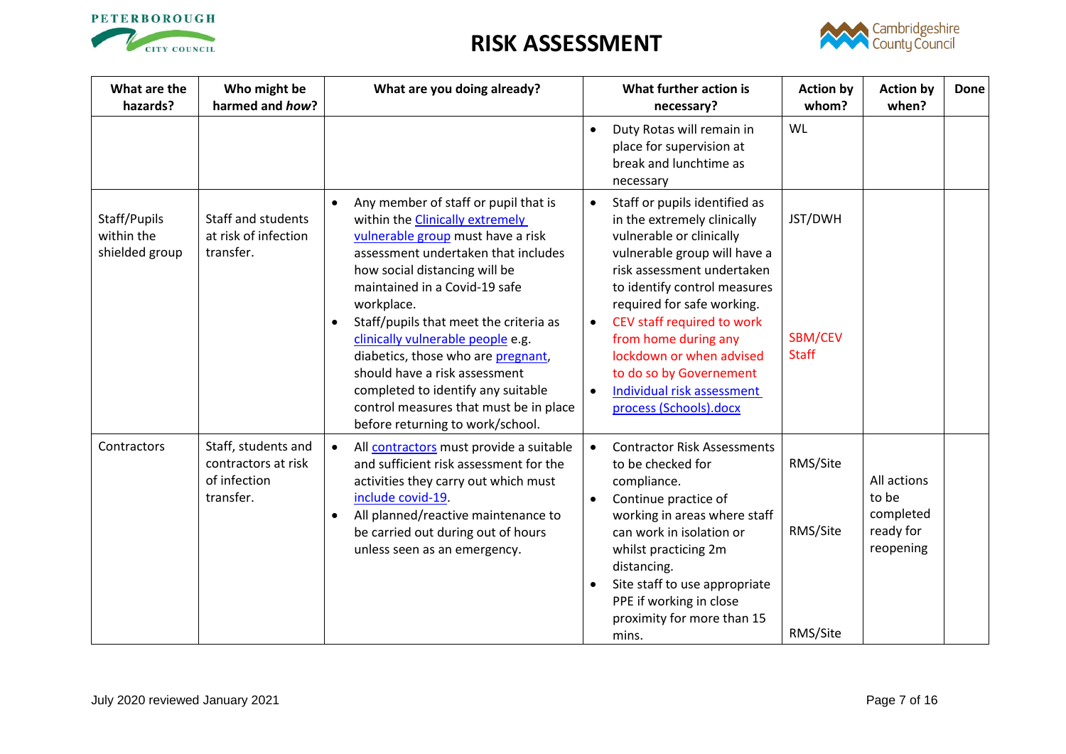# RISK ASSESSMENT

| What are the hazards? | Who might be harmed and *how*? | What are you doing already? | What further action is necessary? | Action by whom? | Action by when? | Done |
|---|---|---|---|---|---|---|
| | | | • Duty Rotas will remain in place for supervision at break and lunchtime as necessary | WL | | |
| Staff/Pupils within the shielded group | Staff and students at risk of infection transfer. | • Any member of staff or pupil that is within the Clinically extremely vulnerable group must have a risk assessment undertaken that includes how social distancing will be maintained in a Covid-19 safe workplace.<br>• Staff/pupils that meet the criteria as clinically vulnerable people e.g. diabetics, those who are pregnant, should have a risk assessment completed to identify any suitable control measures that must be in place before returning to work/school. | • Staff or pupils identified as in the extremely clinically vulnerable or clinically vulnerable group will have a risk assessment undertaken to identify control measures required for safe working.<br>• CEV staff required to work from home during any lockdown or when advised to do so by Governement<br>• Individual risk assessment process (Schools).docx | JST/DWH<br><br>SBM/CEV Staff | | |
| Contractors | Staff, students and contractors at risk of infection transfer. | • All contractors must provide a suitable and sufficient risk assessment for the activities they carry out which must include covid-19.<br>• All planned/reactive maintenance to be carried out during out of hours unless seen as an emergency. | • Contractor Risk Assessments to be checked for compliance.<br>• Continue practice of working in areas where staff can work in isolation or whilst practicing 2m distancing.<br>• Site staff to use appropriate PPE if working in close proximity for more than 15 mins. | RMS/Site<br><br>RMS/Site<br><br>RMS/Site | All actions to be completed ready for reopening | |

July 2020 reviewed January 2021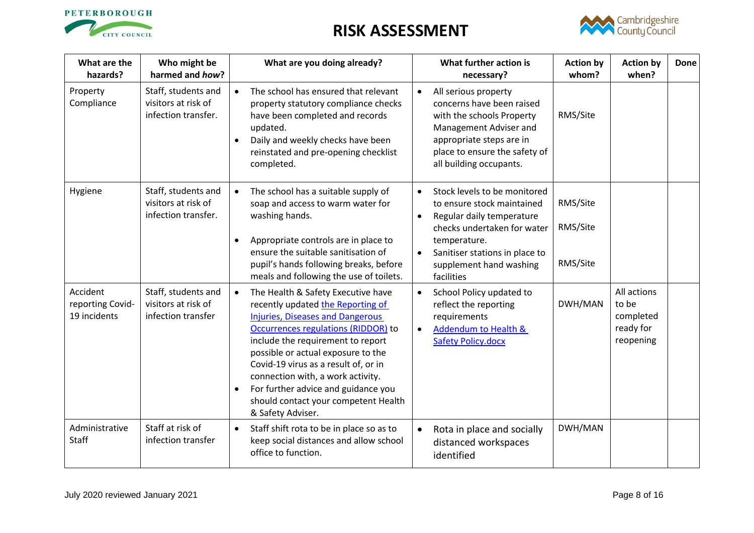# RISK ASSESSMENT

| What are the hazards? | Who might be harmed and *how*? | What are you doing already? | What further action is necessary? | Action by whom? | Action by when? | Done |
|---|---|---|---|---|---|---|
| Property Compliance | Staff, students and visitors at risk of infection transfer. | • The school has ensured that relevant property statutory compliance checks have been completed and records updated.<br>• Daily and weekly checks have been reinstated and pre-opening checklist completed. | • All serious property concerns have been raised with the schools Property Management Adviser and appropriate steps are in place to ensure the safety of all building occupants. | RMS/Site | | |
| Hygiene | Staff, students and visitors at risk of infection transfer. | • The school has a suitable supply of soap and access to warm water for washing hands.<br>• Appropriate controls are in place to ensure the suitable sanitisation of pupil's hands following breaks, before meals and following the use of toilets. | • Stock levels to be monitored to ensure stock maintained<br>• Regular daily temperature checks undertaken for water temperature.<br>• Sanitiser stations in place to supplement hand washing facilities | RMS/Site<br>RMS/Site<br>RMS/Site | | |
| Accident reporting Covid-19 incidents | Staff, students and visitors at risk of infection transfer | • The Health & Safety Executive have recently updated [the Reporting of Injuries, Diseases and Dangerous Occurrences regulations (RIDDOR)]() to include the requirement to report possible or actual exposure to the Covid-19 virus as a result of, or in connection with, a work activity.<br>• For further advice and guidance you should contact your competent Health & Safety Adviser. | • School Policy updated to reflect the reporting requirements<br>• [Addendum to Health & Safety Policy.docx]() | DWH/MAN | All actions to be completed ready for reopening | |
| Administrative Staff | Staff at risk of infection transfer | • Staff shift rota to be in place so as to keep social distances and allow school office to function. | • Rota in place and socially distanced workspaces identified | DWH/MAN | | |

July 2020 reviewed January 2021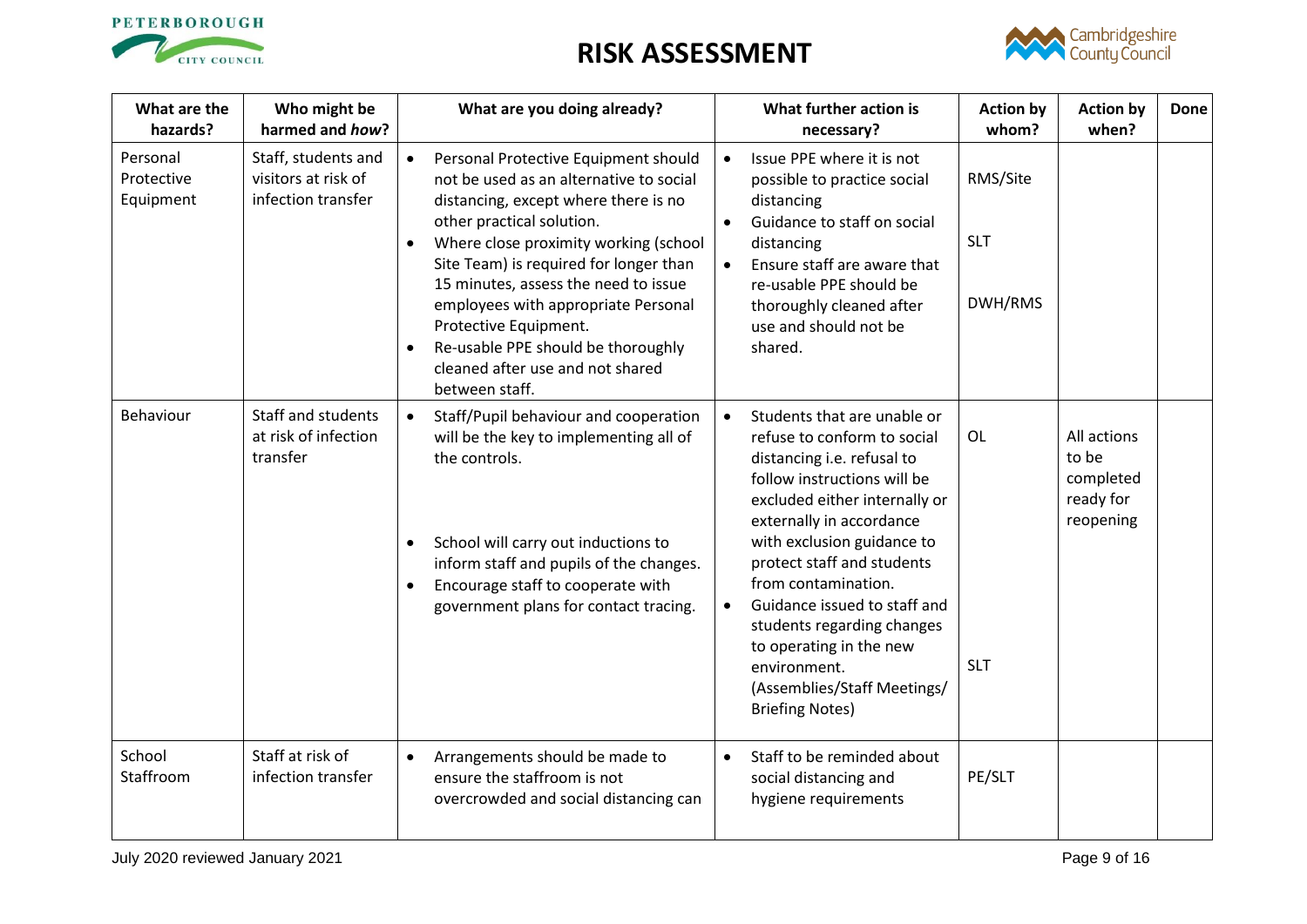# RISK ASSESSMENT

| What are the hazards? | Who might be harmed and *how*? | What are you doing already? | What further action is necessary? | Action by whom? | Action by when? | Done |
|---|---|---|---|---|---|---|
| Personal Protective Equipment | Staff, students and visitors at risk of infection transfer | • Personal Protective Equipment should not be used as an alternative to social distancing, except where there is no other practical solution.<br>• Where close proximity working (school Site Team) is required for longer than 15 minutes, assess the need to issue employees with appropriate Personal Protective Equipment.<br>• Re-usable PPE should be thoroughly cleaned after use and not shared between staff. | • Issue PPE where it is not possible to practice social distancing<br>• Guidance to staff on social distancing<br>• Ensure staff are aware that re-usable PPE should be thoroughly cleaned after use and should not be shared. | RMS/Site<br><br>SLT<br><br>DWH/RMS | | |
| Behaviour | Staff and students at risk of infection transfer | • Staff/Pupil behaviour and cooperation will be the key to implementing all of the controls.<br><br>• School will carry out inductions to inform staff and pupils of the changes.<br>• Encourage staff to cooperate with government plans for contact tracing. | • Students that are unable or refuse to conform to social distancing i.e. refusal to follow instructions will be excluded either internally or externally in accordance with exclusion guidance to protect staff and students from contamination.<br>• Guidance issued to staff and students regarding changes to operating in the new environment. (Assemblies/Staff Meetings/ Briefing Notes) | OL<br><br>SLT | All actions to be completed ready for reopening | |
| School Staffroom | Staff at risk of infection transfer | • Arrangements should be made to ensure the staffroom is not overcrowded and social distancing can | • Staff to be reminded about social distancing and hygiene requirements | PE/SLT | | |

July 2020 reviewed January 2021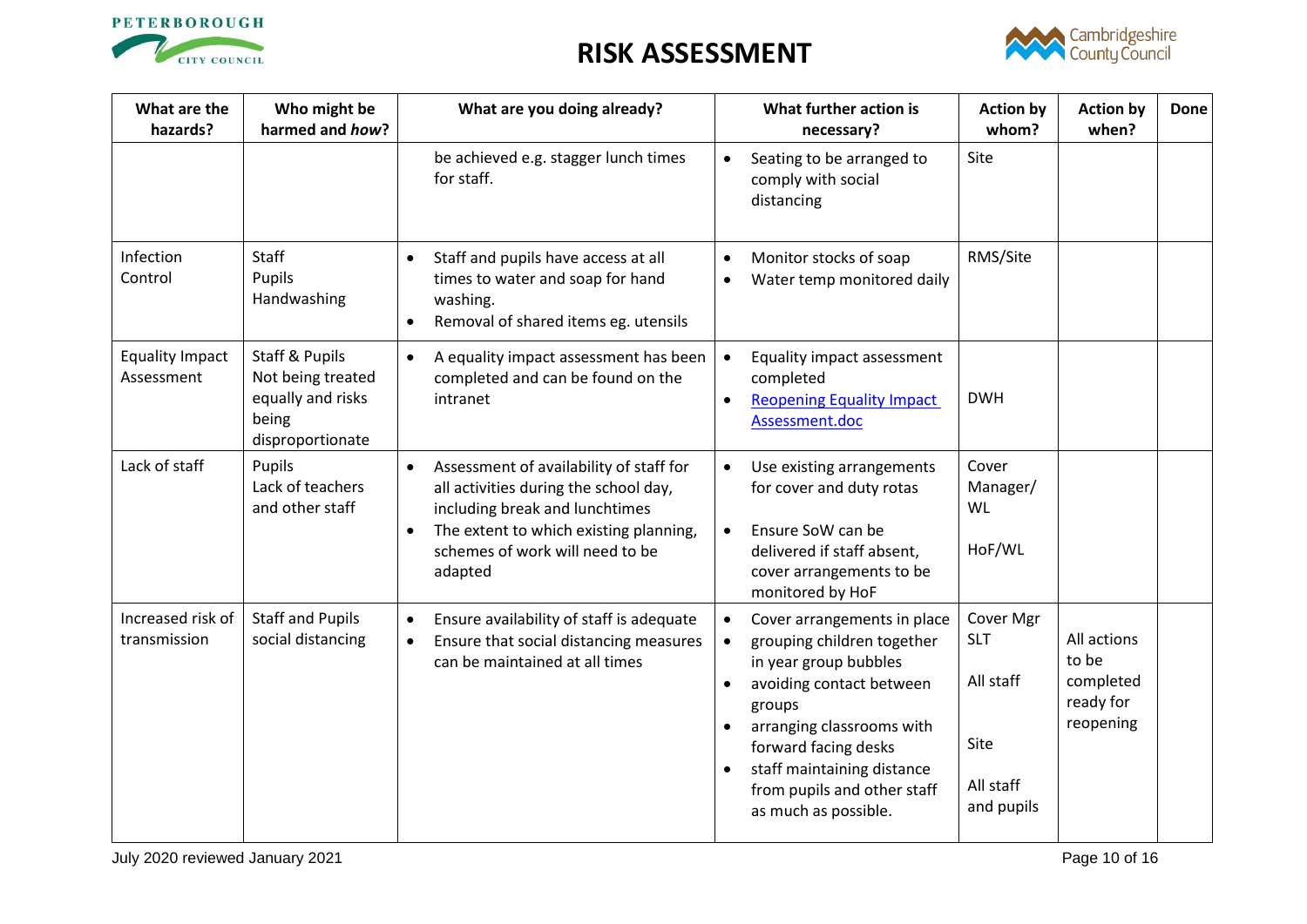# RISK ASSESSMENT

| What are the hazards? | Who might be harmed and *how*? | What are you doing already? | What further action is necessary? | Action by whom? | Action by when? | Done |
|---|---|---|---|---|---|---|
| | | be achieved e.g. stagger lunch times for staff. | • Seating to be arranged to comply with social distancing | Site | | |
| Infection Control | Staff<br>Pupils<br>Handwashing | • Staff and pupils have access at all times to water and soap for hand washing.<br>• Removal of shared items eg. utensils | • Monitor stocks of soap<br>• Water temp monitored daily | RMS/Site | | |
| Equality Impact Assessment | Staff & Pupils<br>Not being treated equally and risks being disproportionate | • A equality impact assessment has been completed and can be found on the intranet | • Equality impact assessment completed<br>• [Reopening Equality Impact Assessment.doc]() | DWH | | |
| Lack of staff | Pupils<br>Lack of teachers and other staff | • Assessment of availability of staff for all activities during the school day, including break and lunchtimes<br>• The extent to which existing planning, schemes of work will need to be adapted | • Use existing arrangements for cover and duty rotas<br>• Ensure SoW can be delivered if staff absent, cover arrangements to be monitored by HoF | Cover Manager/ WL<br><br>HoF/WL | | |
| Increased risk of transmission | Staff and Pupils<br>social distancing | • Ensure availability of staff is adequate<br>• Ensure that social distancing measures can be maintained at all times | • Cover arrangements in place<br>• grouping children together in year group bubbles<br>• avoiding contact between groups<br>• arranging classrooms with forward facing desks<br>• staff maintaining distance from pupils and other staff as much as possible. | Cover Mgr<br>SLT<br><br>All staff<br><br>Site<br><br>All staff and pupils | All actions to be completed ready for reopening | |

July 2020 reviewed January 2021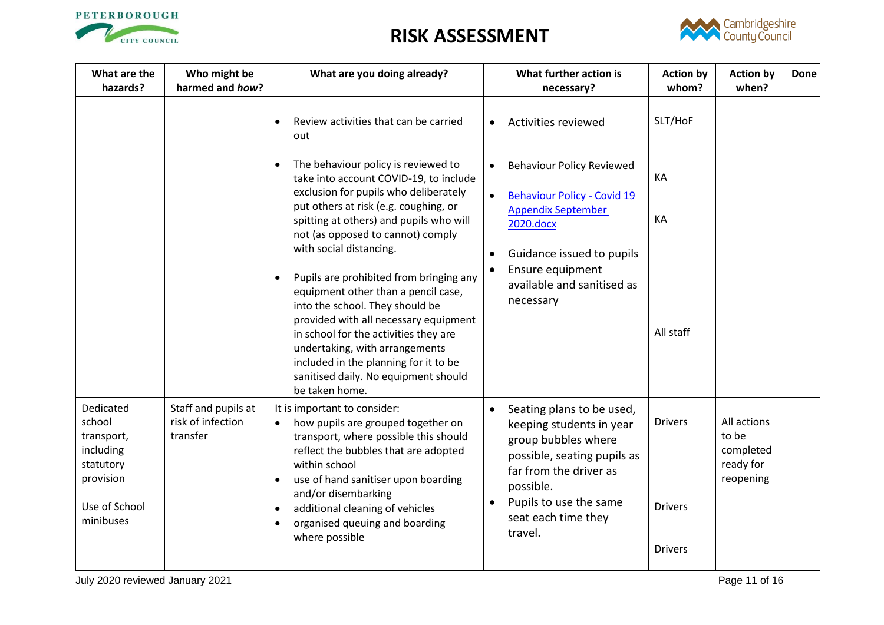# RISK ASSESSMENT

| What are the hazards? | Who might be harmed and *how*? | What are you doing already? | What further action is necessary? | Action by whom? | Action by when? | Done |
|---|---|---|---|---|---|---|
| | | • Review activities that can be carried out<br><br>• The behaviour policy is reviewed to take into account COVID-19, to include exclusion for pupils who deliberately put others at risk (e.g. coughing, or spitting at others) and pupils who will not (as opposed to cannot) comply with social distancing.<br><br>• Pupils are prohibited from bringing any equipment other than a pencil case, into the school. They should be provided with all necessary equipment in school for the activities they are undertaking, with arrangements included in the planning for it to be sanitised daily. No equipment should be taken home. | • Activities reviewed<br><br>• Behaviour Policy Reviewed<br>• Behaviour Policy - Covid 19 Appendix September 2020.docx<br><br>• Guidance issued to pupils<br>• Ensure equipment available and sanitised as necessary | SLT/HoF<br><br>KA<br><br>KA<br><br>All staff | | |
| Dedicated school transport, including statutory provision<br><br>Use of School minibuses | Staff and pupils at risk of infection transfer | It is important to consider:<br>• how pupils are grouped together on transport, where possible this should reflect the bubbles that are adopted within school<br>• use of hand sanitiser upon boarding and/or disembarking<br>• additional cleaning of vehicles<br>• organised queuing and boarding where possible | • Seating plans to be used, keeping students in year group bubbles where possible, seating pupils as far from the driver as possible.<br>• Pupils to use the same seat each time they travel. | Drivers<br><br>Drivers<br><br>Drivers | All actions to be completed ready for reopening | |

July 2020 reviewed January 2021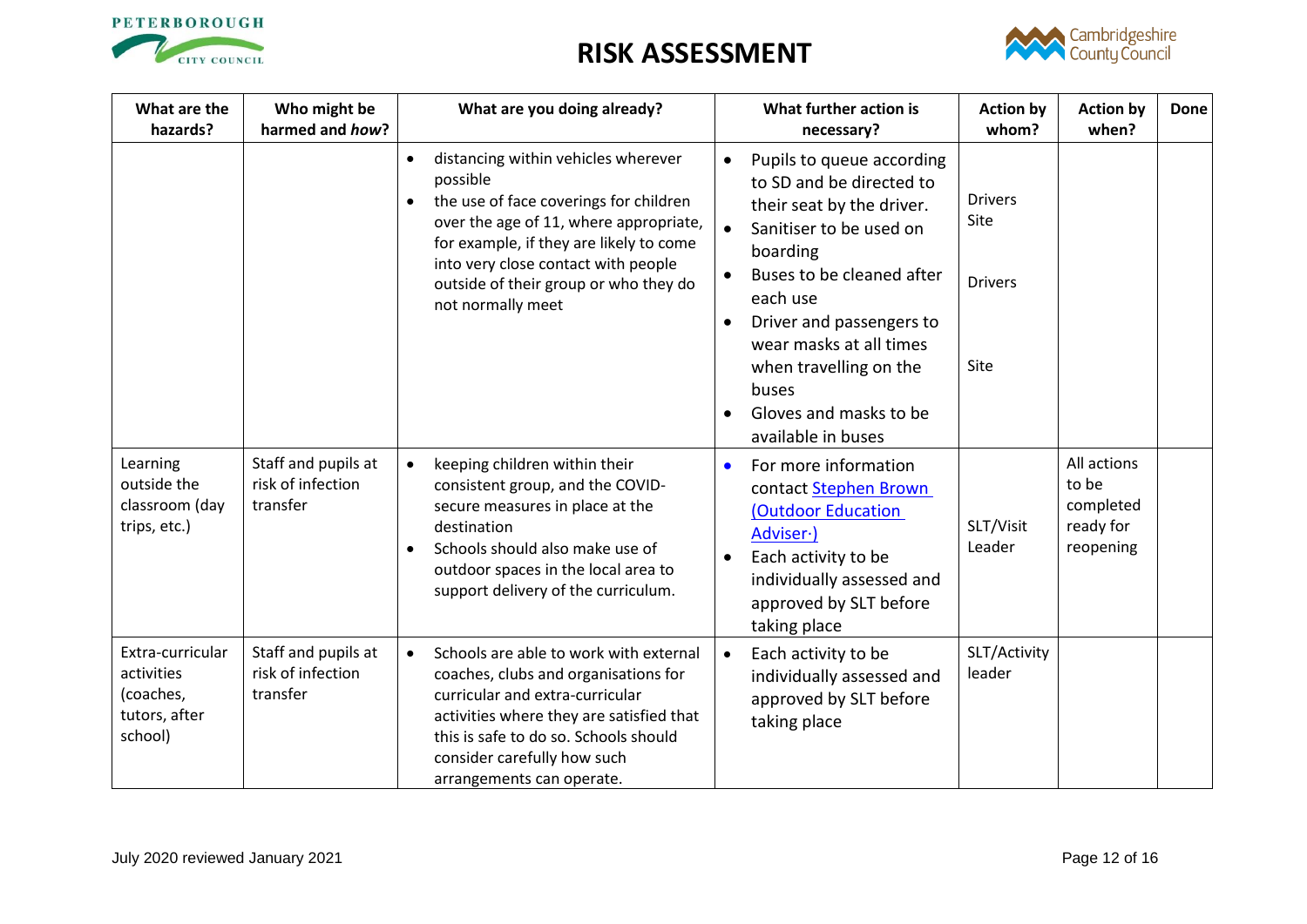# RISK ASSESSMENT

| What are the hazards? | Who might be harmed and *how*? | What are you doing already? | What further action is necessary? | Action by whom? | Action by when? | Done |
|---|---|---|---|---|---|---|
| | | • distancing within vehicles wherever possible<br>• the use of face coverings for children over the age of 11, where appropriate, for example, if they are likely to come into very close contact with people outside of their group or who they do not normally meet | • Pupils to queue according to SD and be directed to their seat by the driver.<br>• Sanitiser to be used on boarding<br>• Buses to be cleaned after each use<br>• Driver and passengers to wear masks at all times when travelling on the buses<br>• Gloves and masks to be available in buses | Drivers<br>Site<br><br>Drivers<br><br>Site | | |
| Learning outside the classroom (day trips, etc.) | Staff and pupils at risk of infection transfer | • keeping children within their consistent group, and the COVID-secure measures in place at the destination<br>• Schools should also make use of outdoor spaces in the local area to support delivery of the curriculum. | • For more information contact Stephen Brown (Outdoor Education Adviser·)<br>• Each activity to be individually assessed and approved by SLT before taking place | SLT/Visit Leader | All actions to be completed ready for reopening | |
| Extra-curricular activities (coaches, tutors, after school) | Staff and pupils at risk of infection transfer | • Schools are able to work with external coaches, clubs and organisations for curricular and extra-curricular activities where they are satisfied that this is safe to do so. Schools should consider carefully how such arrangements can operate. | • Each activity to be individually assessed and approved by SLT before taking place | SLT/Activity leader | | |

July 2020 reviewed January 2021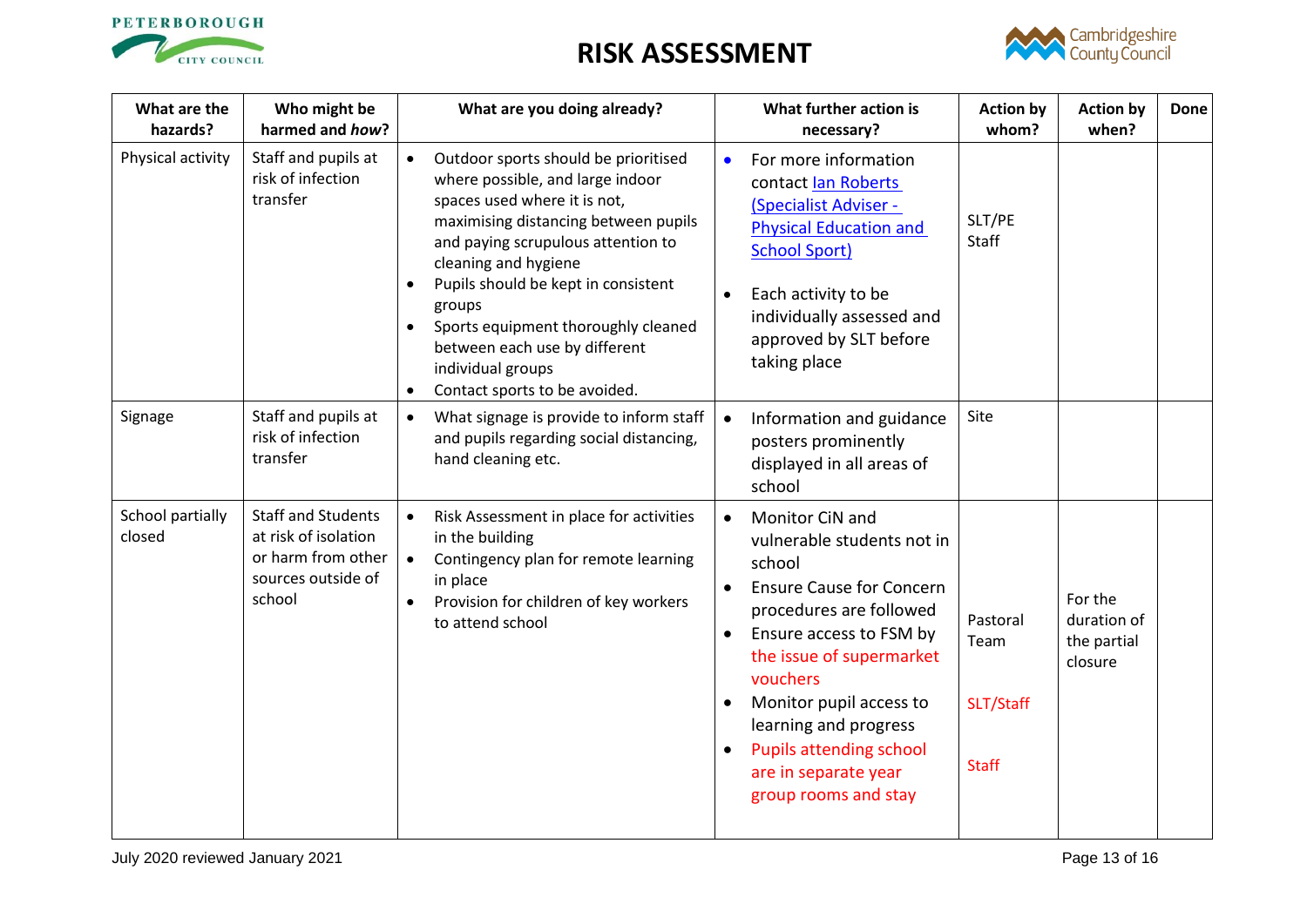# RISK ASSESSMENT

| What are the hazards? | Who might be harmed and *how*? | What are you doing already? | What further action is necessary? | Action by whom? | Action by when? | Done |
|---|---|---|---|---|---|---|
| Physical activity | Staff and pupils at risk of infection transfer | • Outdoor sports should be prioritised where possible, and large indoor spaces used where it is not, maximising distancing between pupils and paying scrupulous attention to cleaning and hygiene<br>• Pupils should be kept in consistent groups<br>• Sports equipment thoroughly cleaned between each use by different individual groups<br>• Contact sports to be avoided. | • For more information contact Ian Roberts (Specialist Adviser - Physical Education and School Sport)<br>• Each activity to be individually assessed and approved by SLT before taking place | SLT/PE Staff | | |
| Signage | Staff and pupils at risk of infection transfer | • What signage is provide to inform staff and pupils regarding social distancing, hand cleaning etc. | • Information and guidance posters prominently displayed in all areas of school | Site | | |
| School partially closed | Staff and Students at risk of isolation or harm from other sources outside of school | • Risk Assessment in place for activities in the building<br>• Contingency plan for remote learning in place<br>• Provision for children of key workers to attend school | • Monitor CiN and vulnerable students not in school<br>• Ensure Cause for Concern procedures are followed<br>• Ensure access to FSM by the issue of supermarket vouchers<br>• Monitor pupil access to learning and progress<br>• Pupils attending school are in separate year group rooms and stay | Pastoral Team<br><br>SLT/Staff<br><br>Staff | For the duration of the partial closure | |

July 2020 reviewed January 2021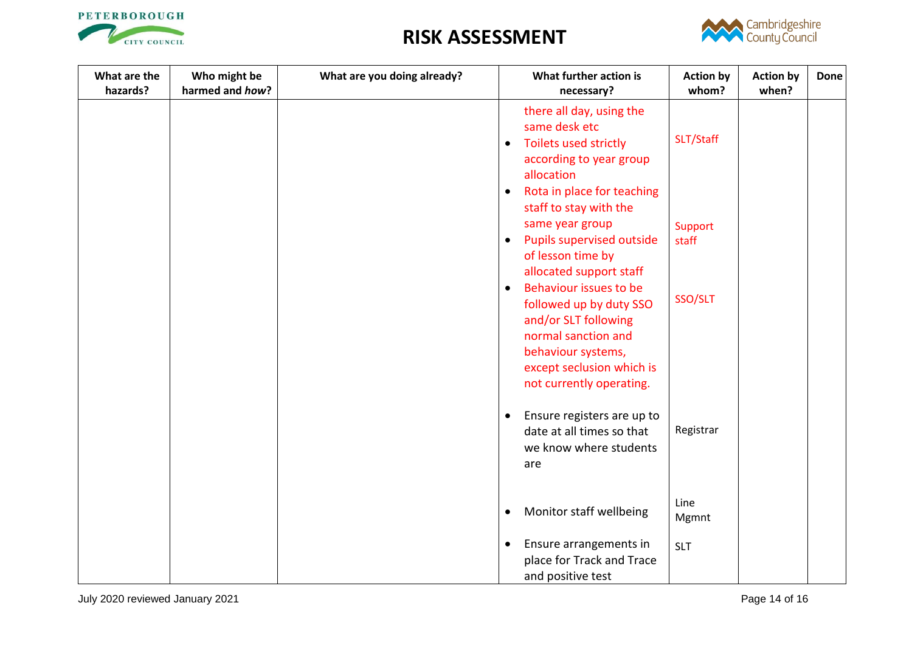# RISK ASSESSMENT

| What are the hazards? | Who might be harmed and *how*? | What are you doing already? | What further action is necessary? | Action by whom? | Action by when? | Done |
|---|---|---|---|---|---|---|
| | | | there all day, using the same desk etc | | | |
| | | | • Toilets used strictly according to year group allocation | SLT/Staff | | |
| | | | • Rota in place for teaching staff to stay with the same year group | | | |
| | | | • Pupils supervised outside of lesson time by allocated support staff | Support staff | | |
| | | | • Behaviour issues to be followed up by duty SSO and/or SLT following normal sanction and behaviour systems, except seclusion which is not currently operating. | SSO/SLT | | |
| | | | • Ensure registers are up to date at all times so that we know where students are | Registrar | | |
| | | | • Monitor staff wellbeing | Line Mgmnt | | |
| | | | • Ensure arrangements in place for Track and Trace and positive test | SLT | | |

July 2020 reviewed January 2021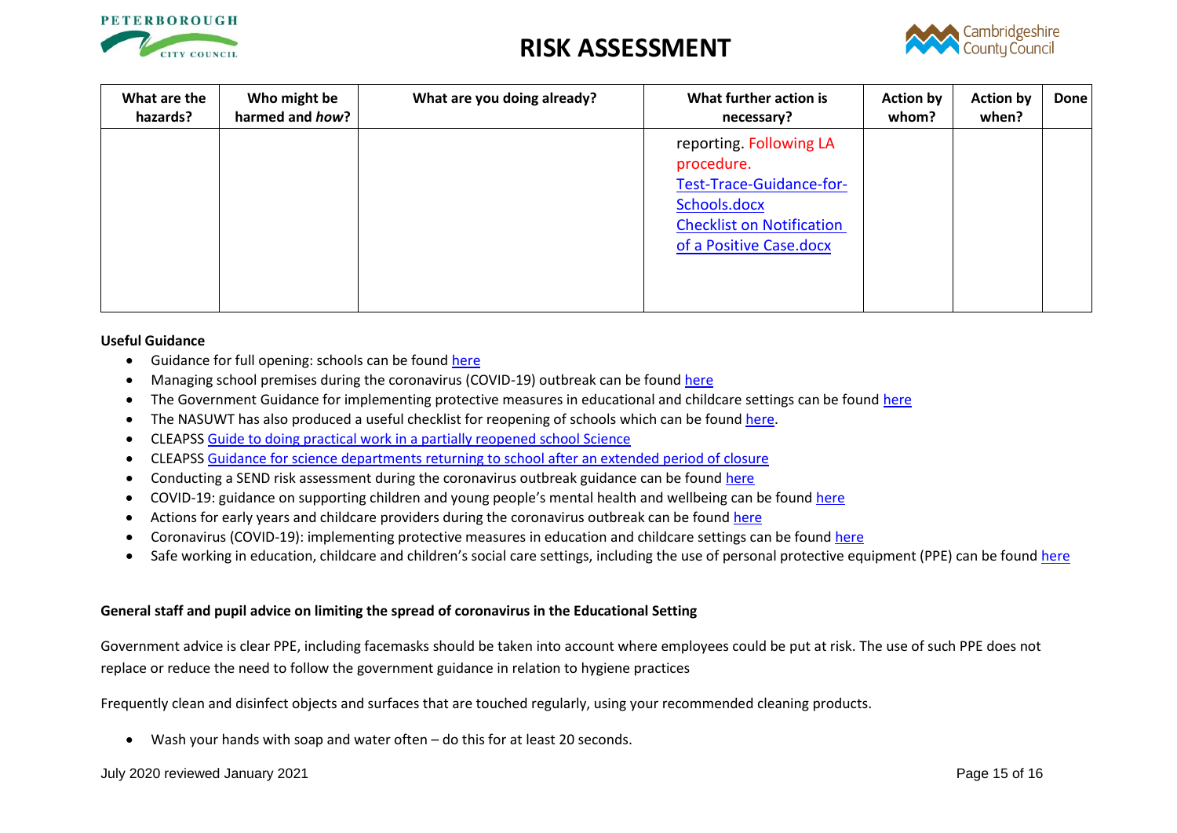| What are the hazards? | Who might be harmed and *how*? | What are you doing already? | What further action is necessary? | Action by whom? | Action by when? | Done |
|---|---|---|---|---|---|---|
| | | | reporting. Following LA procedure. [Test-Trace-Guidance-for-Schools.docx](Test-Trace-Guidance-for-Schools.docx) [Checklist on Notification of a Positive Case.docx](Checklist on Notification of a Positive Case.docx) | | | |

**Useful Guidance**

- Guidance for full opening: schools can be found here
- Managing school premises during the coronavirus (COVID-19) outbreak can be found here
- The Government Guidance for implementing protective measures in educational and childcare settings can be found here
- The NASUWT has also produced a useful checklist for reopening of schools which can be found here.
- CLEAPSS Guide to doing practical work in a partially reopened school Science
- CLEAPSS Guidance for science departments returning to school after an extended period of closure
- Conducting a SEND risk assessment during the coronavirus outbreak guidance can be found here
- COVID-19: guidance on supporting children and young people's mental health and wellbeing can be found here
- Actions for early years and childcare providers during the coronavirus outbreak can be found here
- Coronavirus (COVID-19): implementing protective measures in education and childcare settings can be found here
- Safe working in education, childcare and children's social care settings, including the use of personal protective equipment (PPE) can be found here

**General staff and pupil advice on limiting the spread of coronavirus in the Educational Setting**

Government advice is clear PPE, including facemasks should be taken into account where employees could be put at risk. The use of such PPE does not replace or reduce the need to follow the government guidance in relation to hygiene practices

Frequently clean and disinfect objects and surfaces that are touched regularly, using your recommended cleaning products.

- Wash your hands with soap and water often – do this for at least 20 seconds.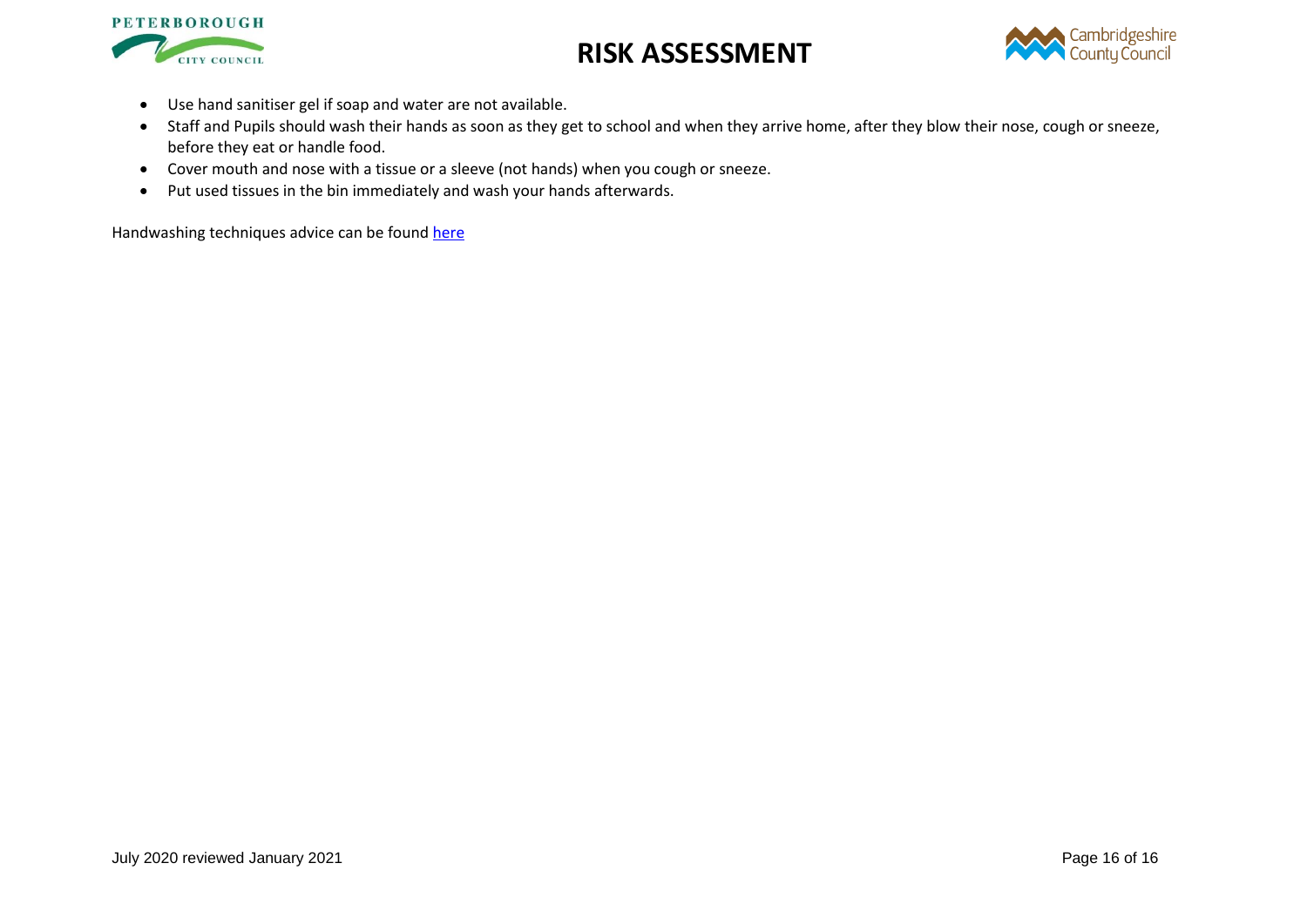- Use hand sanitiser gel if soap and water are not available.
- Staff and Pupils should wash their hands as soon as they get to school and when they arrive home, after they blow their nose, cough or sneeze, before they eat or handle food.
- Cover mouth and nose with a tissue or a sleeve (not hands) when you cough or sneeze.
- Put used tissues in the bin immediately and wash your hands afterwards.

Handwashing techniques advice can be found here